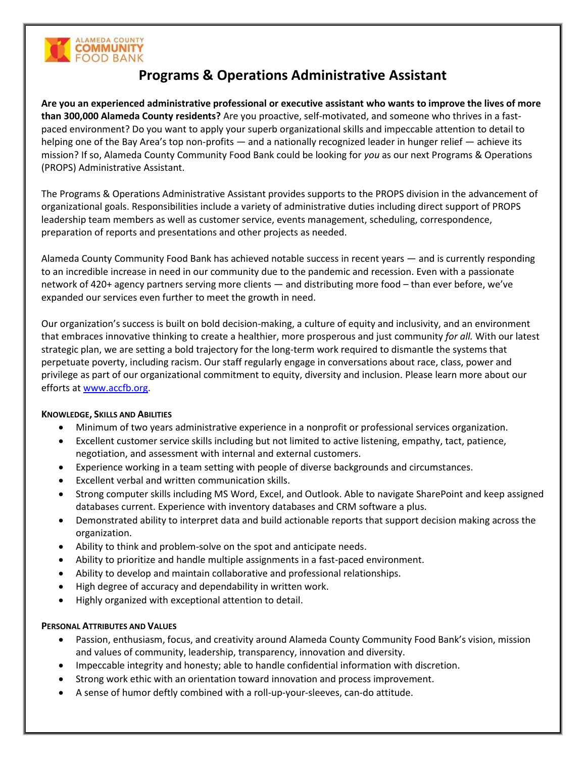# Programs & Operations Administrative Assistant

**Are you an experienced administrative professional or executive assistant who wants to improve the lives of more than 300,000 Alameda County residents?** Are you proactive, self-motivated, and someone who thrives in a fast-paced environment? Do you want to apply your superb organizational skills and impeccable attention to detail to helping one of the Bay Area's top non-profits — and a nationally recognized leader in hunger relief — achieve its mission? If so, Alameda County Community Food Bank could be looking for *you* as our next Programs & Operations (PROPS) Administrative Assistant.

The Programs & Operations Administrative Assistant provides supports to the PROPS division in the advancement of organizational goals. Responsibilities include a variety of administrative duties including direct support of PROPS leadership team members as well as customer service, events management, scheduling, correspondence, preparation of reports and presentations and other projects as needed.

Alameda County Community Food Bank has achieved notable success in recent years — and is currently responding to an incredible increase in need in our community due to the pandemic and recession. Even with a passionate network of 420+ agency partners serving more clients — and distributing more food – than ever before, we've expanded our services even further to meet the growth in need.

Our organization's success is built on bold decision-making, a culture of equity and inclusivity, and an environment that embraces innovative thinking to create a healthier, more prosperous and just community *for all.* With our latest strategic plan, we are setting a bold trajectory for the long-term work required to dismantle the systems that perpetuate poverty, including racism. Our staff regularly engage in conversations about race, class, power and privilege as part of our organizational commitment to equity, diversity and inclusion. Please learn more about our efforts at www.accfb.org.

#### KNOWLEDGE, SKILLS AND ABILITIES

- Minimum of two years administrative experience in a nonprofit or professional services organization.
- Excellent customer service skills including but not limited to active listening, empathy, tact, patience, negotiation, and assessment with internal and external customers.
- Experience working in a team setting with people of diverse backgrounds and circumstances.
- Excellent verbal and written communication skills.
- Strong computer skills including MS Word, Excel, and Outlook. Able to navigate SharePoint and keep assigned databases current. Experience with inventory databases and CRM software a plus.
- Demonstrated ability to interpret data and build actionable reports that support decision making across the organization.
- Ability to think and problem-solve on the spot and anticipate needs.
- Ability to prioritize and handle multiple assignments in a fast-paced environment.
- Ability to develop and maintain collaborative and professional relationships.
- High degree of accuracy and dependability in written work.
- Highly organized with exceptional attention to detail.

#### PERSONAL ATTRIBUTES AND VALUES

- Passion, enthusiasm, focus, and creativity around Alameda County Community Food Bank's vision, mission and values of community, leadership, transparency, innovation and diversity.
- Impeccable integrity and honesty; able to handle confidential information with discretion.
- Strong work ethic with an orientation toward innovation and process improvement.
- A sense of humor deftly combined with a roll-up-your-sleeves, can-do attitude.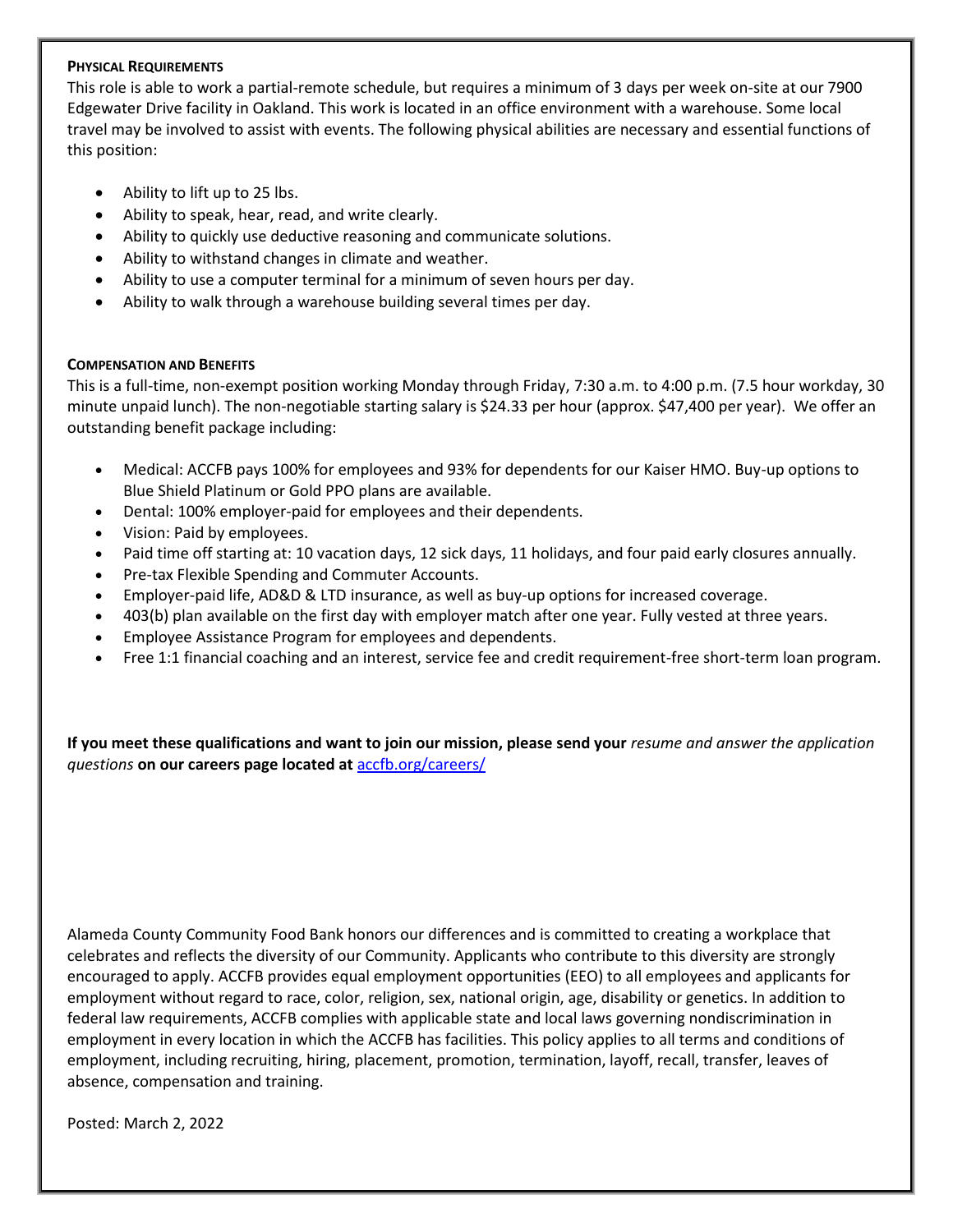#### PHYSICAL REQUIREMENTS

This role is able to work a partial-remote schedule, but requires a minimum of 3 days per week on-site at our 7900 Edgewater Drive facility in Oakland. This work is located in an office environment with a warehouse. Some local travel may be involved to assist with events. The following physical abilities are necessary and essential functions of this position:

- Ability to lift up to 25 lbs.
- Ability to speak, hear, read, and write clearly.
- Ability to quickly use deductive reasoning and communicate solutions.
- Ability to withstand changes in climate and weather.
- Ability to use a computer terminal for a minimum of seven hours per day.
- Ability to walk through a warehouse building several times per day.

#### COMPENSATION AND BENEFITS

This is a full-time, non-exempt position working Monday through Friday, 7:30 a.m. to 4:00 p.m. (7.5 hour workday, 30 minute unpaid lunch). The non-negotiable starting salary is $24.33 per hour (approx. $47,400 per year). We offer an outstanding benefit package including:

- Medical: ACCFB pays 100% for employees and 93% for dependents for our Kaiser HMO. Buy-up options to Blue Shield Platinum or Gold PPO plans are available.
- Dental: 100% employer-paid for employees and their dependents.
- Vision: Paid by employees.
- Paid time off starting at: 10 vacation days, 12 sick days, 11 holidays, and four paid early closures annually.
- Pre-tax Flexible Spending and Commuter Accounts.
- Employer-paid life, AD&D & LTD insurance, as well as buy-up options for increased coverage.
- 403(b) plan available on the first day with employer match after one year. Fully vested at three years.
- Employee Assistance Program for employees and dependents.
- Free 1:1 financial coaching and an interest, service fee and credit requirement-free short-term loan program.

**If you meet these qualifications and want to join our mission, please send your** *resume and answer the application questions* **on our careers page located at** [accfb.org/careers/](accfb.org/careers/)

Alameda County Community Food Bank honors our differences and is committed to creating a workplace that celebrates and reflects the diversity of our Community. Applicants who contribute to this diversity are strongly encouraged to apply. ACCFB provides equal employment opportunities (EEO) to all employees and applicants for employment without regard to race, color, religion, sex, national origin, age, disability or genetics. In addition to federal law requirements, ACCFB complies with applicable state and local laws governing nondiscrimination in employment in every location in which the ACCFB has facilities. This policy applies to all terms and conditions of employment, including recruiting, hiring, placement, promotion, termination, layoff, recall, transfer, leaves of absence, compensation and training.

Posted: March 2, 2022